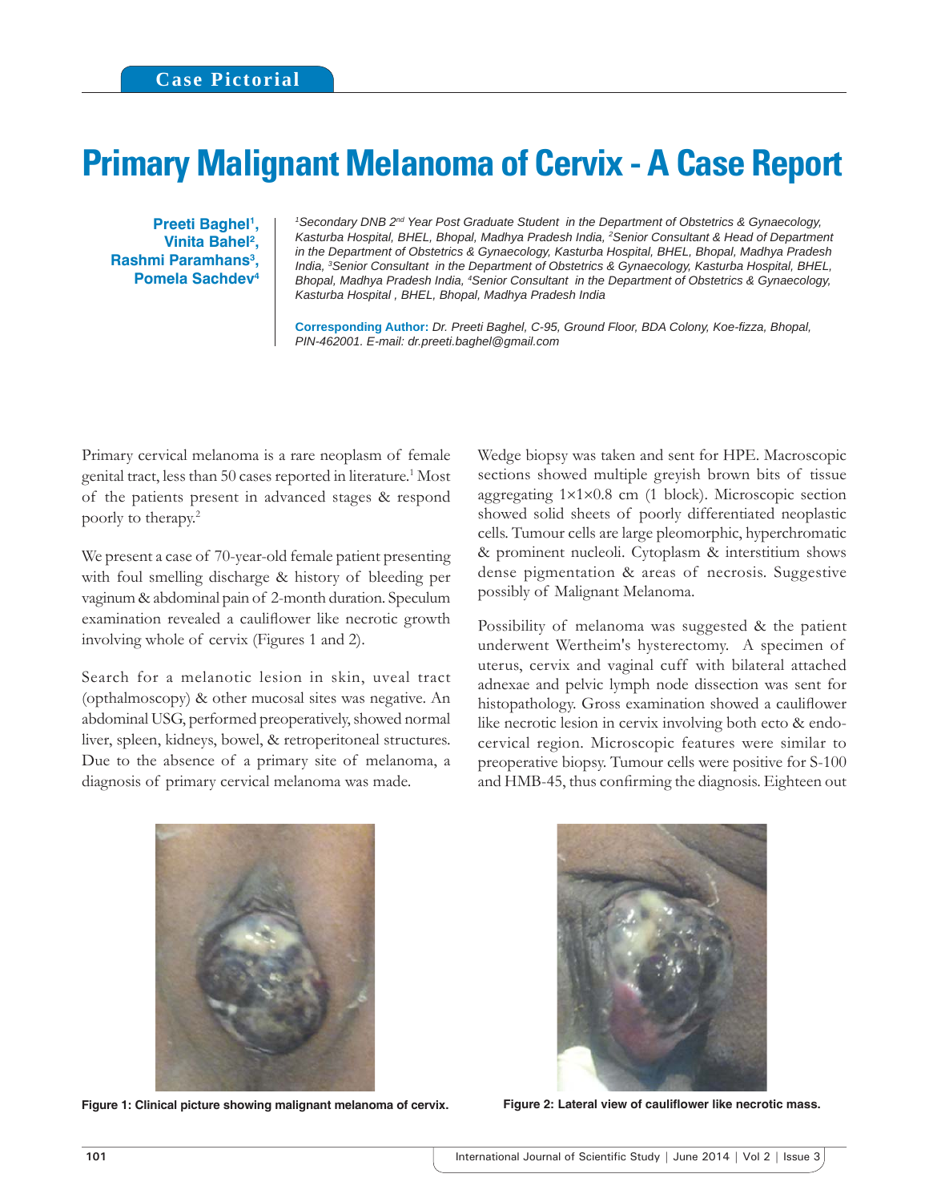Case Pictorial

# Primary Malignant Melanoma of Cervix - A Case Report

**Preeti Baghel[1], Vinita Bahel[2], Rashmi Paramhans[3], Pomela Sachdev[4]**

*[1]Secondary DNB 2nd Year Post Graduate Student in the Department of Obstetrics & Gynaecology, Kasturba Hospital, BHEL, Bhopal, Madhya Pradesh India, [2]Senior Consultant & Head of Department in the Department of Obstetrics & Gynaecology, Kasturba Hospital, BHEL, Bhopal, Madhya Pradesh India, [3]Senior Consultant in the Department of Obstetrics & Gynaecology, Kasturba Hospital, BHEL, Bhopal, Madhya Pradesh India, [4]Senior Consultant in the Department of Obstetrics & Gynaecology, Kasturba Hospital , BHEL, Bhopal, Madhya Pradesh India*

**Corresponding Author:** *Dr. Preeti Baghel, C-95, Ground Floor, BDA Colony, Koe-fizza, Bhopal, PIN-462001. E-mail: dr.preeti.baghel@gmail.com*

Primary cervical melanoma is a rare neoplasm of female genital tract, less than 50 cases reported in literature.[1] Most of the patients present in advanced stages & respond poorly to therapy.[2]

We present a case of 70-year-old female patient presenting with foul smelling discharge & history of bleeding per vaginum & abdominal pain of 2-month duration. Speculum examination revealed a cauliflower like necrotic growth involving whole of cervix (Figures 1 and 2).

Search for a melanotic lesion in skin, uveal tract (opthalmoscopy) & other mucosal sites was negative. An abdominal USG, performed preoperatively, showed normal liver, spleen, kidneys, bowel, & retroperitoneal structures. Due to the absence of a primary site of melanoma, a diagnosis of primary cervical melanoma was made.

Wedge biopsy was taken and sent for HPE. Macroscopic sections showed multiple greyish brown bits of tissue aggregating 1×1×0.8 cm (1 block). Microscopic section showed solid sheets of poorly differentiated neoplastic cells. Tumour cells are large pleomorphic, hyperchromatic & prominent nucleoli. Cytoplasm & interstitium shows dense pigmentation & areas of necrosis. Suggestive possibly of Malignant Melanoma.

Possibility of melanoma was suggested & the patient underwent Wertheim's hysterectomy. A specimen of uterus, cervix and vaginal cuff with bilateral attached adnexae and pelvic lymph node dissection was sent for histopathology. Gross examination showed a cauliflower like necrotic lesion in cervix involving both ecto & endo-cervical region. Microscopic features were similar to preoperative biopsy. Tumour cells were positive for S-100 and HMB-45, thus confirming the diagnosis. Eighteen out

**Figure 1: Clinical picture showing malignant melanoma of cervix.**

**Figure 2: Lateral view of cauliflower like necrotic mass.**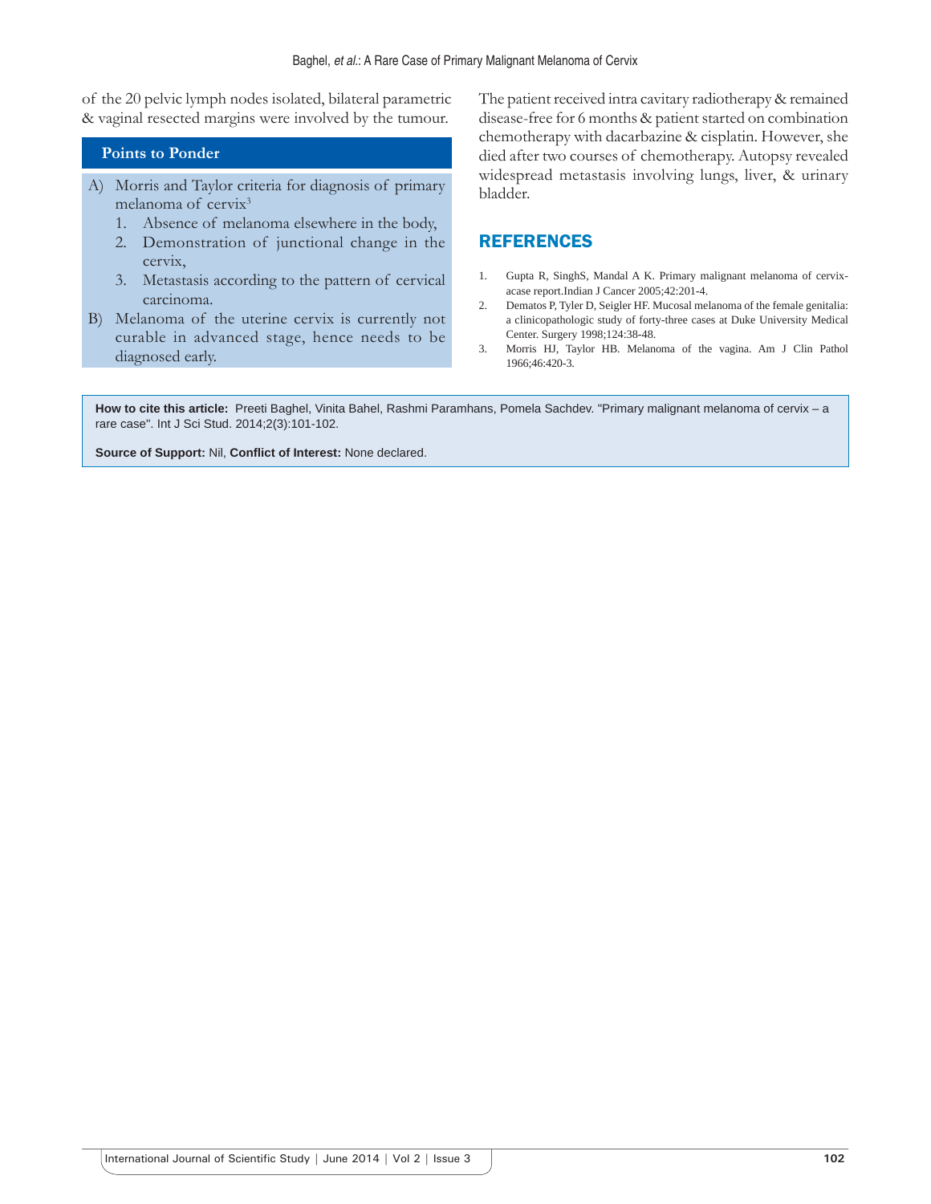of the 20 pelvic lymph nodes isolated, bilateral parametric & vaginal resected margins were involved by the tumour.

**Points to Ponder**

A) Morris and Taylor criteria for diagnosis of primary melanoma of cervix[3]
   1. Absence of melanoma elsewhere in the body,
   2. Demonstration of junctional change in the cervix,
   3. Metastasis according to the pattern of cervical carcinoma.

B) Melanoma of the uterine cervix is currently not curable in advanced stage, hence needs to be diagnosed early.

The patient received intra cavitary radiotherapy & remained disease-free for 6 months & patient started on combination chemotherapy with dacarbazine & cisplatin. However, she died after two courses of chemotherapy. Autopsy revealed widespread metastasis involving lungs, liver, & urinary bladder.

## REFERENCES

1. Gupta R, SinghS, Mandal A K. Primary malignant melanoma of cervix-acase report.Indian J Cancer 2005;42:201-4.
2. Dematos P, Tyler D, Seigler HF. Mucosal melanoma of the female genitalia: a clinicopathologic study of forty-three cases at Duke University Medical Center. Surgery 1998;124:38-48.
3. Morris HJ, Taylor HB. Melanoma of the vagina. Am J Clin Pathol 1966;46:420-3.

**How to cite this article:** Preeti Baghel, Vinita Bahel, Rashmi Paramhans, Pomela Sachdev. "Primary malignant melanoma of cervix – a rare case". Int J Sci Stud. 2014;2(3):101-102.

**Source of Support:** Nil, **Conflict of Interest:** None declared.